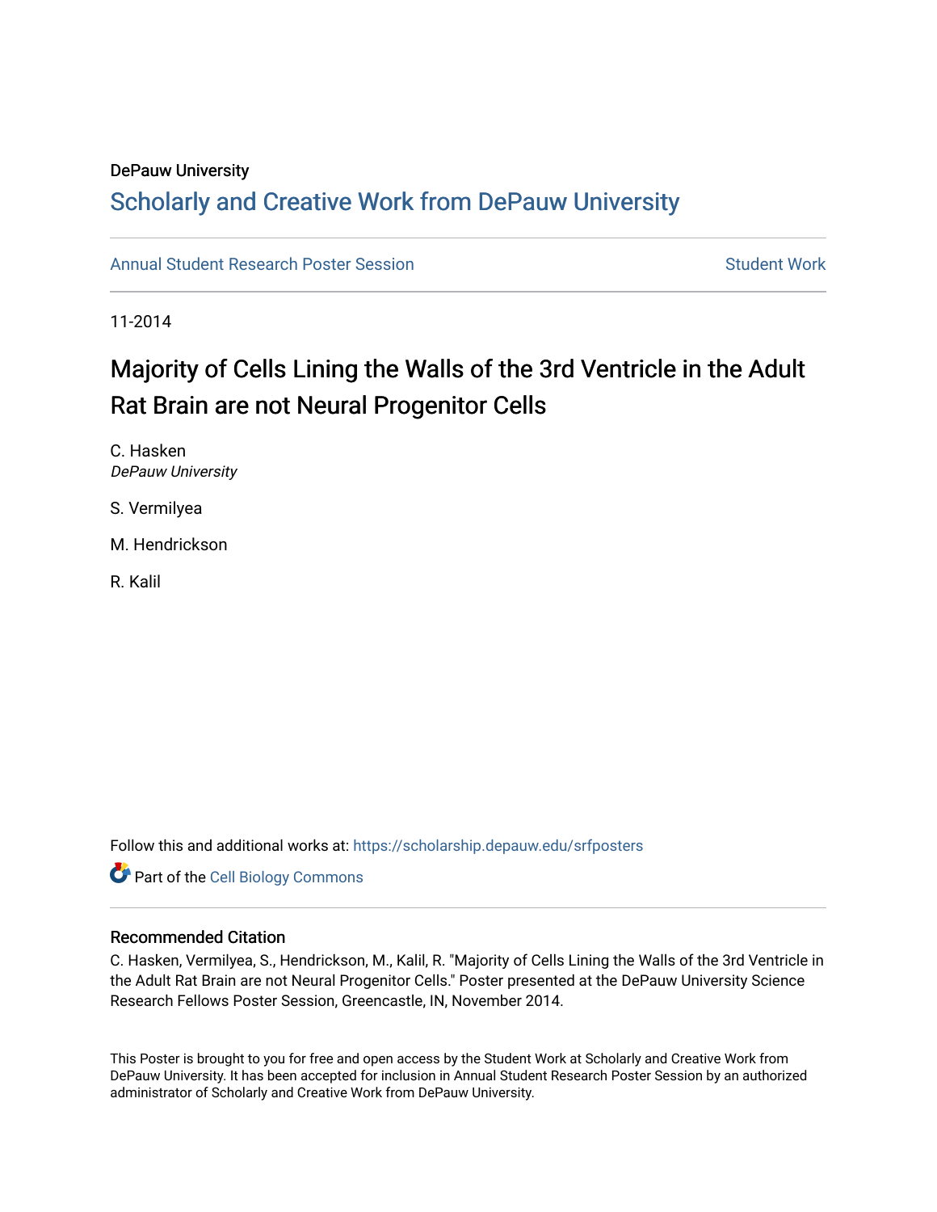DePauw University

# Scholarly and Creative Work from DePauw University

Annual Student Research Poster Session

Student Work

11-2014

## Majority of Cells Lining the Walls of the 3rd Ventricle in the Adult Rat Brain are not Neural Progenitor Cells

C. Hasken
*DePauw University*

S. Vermilyea

M. Hendrickson

R. Kalil

Follow this and additional works at: https://scholarship.depauw.edu/srfposters

Part of the Cell Biology Commons

### Recommended Citation

C. Hasken, Vermilyea, S., Hendrickson, M., Kalil, R. "Majority of Cells Lining the Walls of the 3rd Ventricle in the Adult Rat Brain are not Neural Progenitor Cells." Poster presented at the DePauw University Science Research Fellows Poster Session, Greencastle, IN, November 2014.

This Poster is brought to you for free and open access by the Student Work at Scholarly and Creative Work from DePauw University. It has been accepted for inclusion in Annual Student Research Poster Session by an authorized administrator of Scholarly and Creative Work from DePauw University.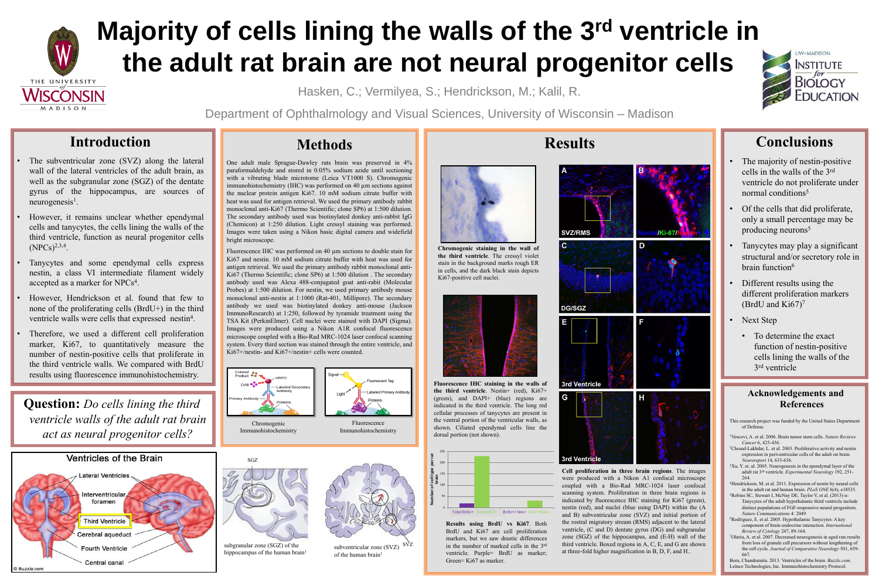# Majority of cells lining the walls of the 3rd ventricle in the adult rat brain are not neural progenitor cells

Hasken, C.; Vermilyea, S.; Hendrickson, M.; Kalil, R.

Department of Ophthalmology and Visual Sciences, University of Wisconsin – Madison

## Introduction

- The subventricular zone (SVZ) along the lateral wall of the lateral ventricles of the adult brain, as well as the subgranular zone (SGZ) of the dentate gyrus of the hippocampus, are sources of neurogenesis[1].
- However, it remains unclear whether ependymal cells and tanycytes, the cells lining the walls of the third ventricle, function as neural progenitor cells (NPCs)[2,3,4].
- Tanycytes and some ependymal cells express nestin, a class VI intermediate filament widely accepted as a marker for NPCs[4].
- However, Hendrickson et al. found that few to none of the proliferating cells (BrdU+) in the third ventricle walls were cells that expressed nestin[4].
- Therefore, we used a different cell proliferation marker, Ki67, to quantitatively measure the number of nestin-positive cells that proliferate in the third ventricle walls. We compared with BrdU results using fluorescence immunohistochemistry.

**Question:** *Do cells lining the third ventricle walls of the adult rat brain act as neural progenitor cells?*

Ventricles of the Brain

Lateral Ventricles

Interventricular foramen

Third Ventricle

Cerebral aqueduct

Fourth Ventricle

Central canal

© Buzzle.com

## Methods

One adult male Sprague-Dawley rats brain was preserved in 4% paraformaldehyde and stored in 0.05% sodium azide until sectioning with a vibrating blade microtome (Leica VT1000 S). Chromogenic immunohistochemistry (IHC) was performed on 40 μm sections against the nuclear protein antigen Ki67. 10 mM sodium citrate buffer with heat was used for antigen retrieval. We used the primary antibody rabbit monoclonal anti-Ki67 (Thermo Scientific; clone SP6) at 1:500 dilution. The secondary antibody used was biotinylated donkey anti-rabbit IgG (Chemicon) at 1:250 dilution. Light cressyl staining was performed. Images were taken using a Nikon basic digital camera and widefield bright microscope.

Fluorescence IHC was performed on 40 μm sections to double stain for Ki67 and nestin. 10 mM sodium citrate buffer with heat was used for antigen retrieval. We used the primary antibody rabbit monoclonal anti-Ki67 (Thermo Scientific; clone SP6) at 1:500 dilution . The secondary antibody used was Alexa 488-conjugated goat anti-rabit (Molecular Probes) at 1:500 dilution. For nestin, we used primary antibody mouse monoclonal anti-nestin at 1:1000 (Rat-401, Millipore). The secondary antibody we used was biotinylated donkey anti-mouse (Jackson ImmunoResearch) at 1:250, followed by tyramide treatment using the TSA Kit (PerkinElmer). Cell nuclei were stained with DAPI (Sigma). Images were produced using a Nikon A1R confocal fluorescence microscope coupled with a Bio-Rad MRC-1024 laser confocal scanning system. Every third section was stained through the entire ventricle, and Ki67+/nestin- and Ki67+/nestin+ cells were counted.

Colored Product, DAB, HRPO, Labeled Secondary Antibody, Primary Antibody, Proteins

Chromogenic Immunohistochemistry

Signal, Fluorescent Tag, Light, Labeled Primary Antibody, Proteins

Fluorescence Immunohistochemistry

SGZ

subgranular zone (SGZ) of the hippocampus of the human brain[1]

SVZ

subventricular zone (SVZ) of the human brain[1]

## Results

**Chromogenic staining in the wall of the third ventricle**. The cressyl violet stain in the background marks rough ER in cells, and the dark black stain depicts Ki67-positive cell nuclei.

**Fluorescence IHC staining in the walls of the third ventricle**. Nestin+ (red), Ki67+ (green), and DAPI+ (blue) regions are indicated in the third ventricle. The long red cellular processes of tanycytes are present in the ventral portion of the ventricular walls, as shown. Ciliated ependymal cells line the dorsal portion (not shown).

Number of cell type per rat brain

250, 200, 150, 100, 50, 0

Total BrdU+ Total Ki67+ BrdU+/ Nes+ Ki67+/Nes+

**Results using BrdU vs Ki67**. Both BrdU and Ki67 are cell proliferation markers, but we saw drastic differences in the number of marked cells in the 3rd ventricle. Purple= BrdU as marker; Green= Ki67 as marker.

A SVZ/RMS; B Nuclei/Ki-67/Nestin; C DG/SGZ; D; E 3rd Ventricle; F; G 3rd Ventricle; H

**Cell proliferation in three brain regions**. The images were produced with a Nikon A1 confocal microscope coupled with a Bio-Rad MRC-1024 laser confocal scanning system. Proliferation in three brain regions is indicated by fluorescence IHC staining for Ki67 (green), nestin (red), and nuclei (blue using DAPI) within the (A and B) subventricular zone (SVZ) and initial portion of the rostral migratory stream (RMS) adjacent to the lateral ventricle, (C and D) dentate gyrus (DG) and subgranular zone (SGZ) of the hippocampus, and (E-H) wall of the third ventricle. Boxed regions in A, C, E, and G are shown at three-fold higher magnification in B, D, F, and H..

## Conclusions

- The majority of nestin-positive cells in the walls of the 3rd ventricle do not proliferate under normal conditions[5]
- Of the cells that did proliferate, only a small percentage may be producing neurons[5]
- Tanycytes may play a significant structural and/or secretory role in brain function[6]
- Different results using the different proliferation markers (BrdU and Ki67)[7]
- Next Step
  - To determine the exact function of nestin-positive cells lining the walls of the 3rd ventricle

### Acknowledgements and References

This research project was funded by the United States Department of Defense.

[1]Vescovi, A. et al. 2006. Brain tumor stem cells. *Nature Reviews Cancer* 6, 425-436.

[2]Chouaf-Lakhdar, L. et al. 2003. Proliferative activity and nestin expression in periventricular cells of the adult rat brain. *Neuroreport* 14, 633-636.

[3]Xu, Y. et. al. 2005. Neurogenesis in the ependymal layer of the adult rat 3rd ventricle. *Experimental Neurology* 192, 251-264.

[4]Hendrickson, M. et al. 2011. Expression of nestin by neural cells in the adult rat and human brain. *PLoS ONE* 6(4), e18535.

[5]Robins SC, Stewart I, McNay DE, Taylor V, et al. (2013) α-Tanycytes of the adult hypothalamic third ventricle include distinct populations of FGF-responsive neural progenitors. *Nature Communications* 4: 2049

[6]Rodriguez, E. et al. 2005. Hypothalamic Tanycytes: A key component of brain-endocrine interaction. *International Review of Cytology* 247, 89-164.

[7]Olariu, A. et al. 2007. Decreased neurogenesis in aged rats results from loss of granule cell precursors without lengthening of the cell cycle. *Journal of Comparative Neurology* 501, 659-667.

Bora, Chandramita. 2013. Ventricles of the brain. *Buzzle.com*.

Leinco Technologies, Inc. Immunohistochemistry Protocol.